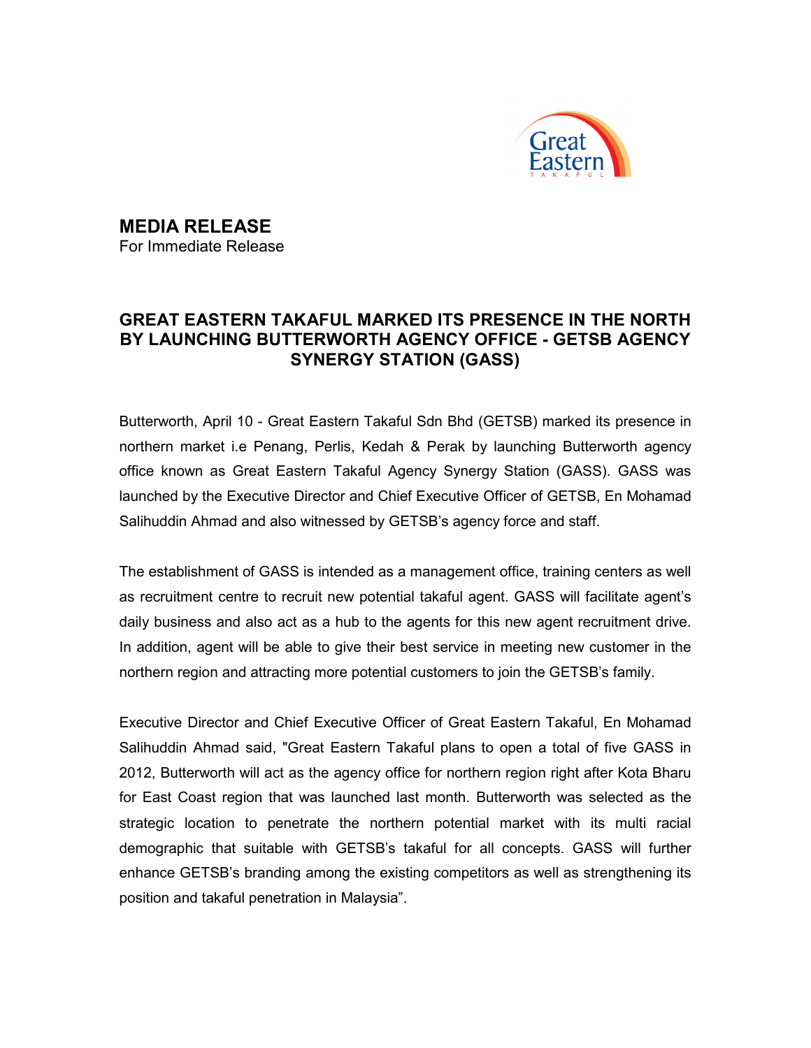# MEDIA RELEASE

For Immediate Release

## GREAT EASTERN TAKAFUL MARKED ITS PRESENCE IN THE NORTH BY LAUNCHING BUTTERWORTH AGENCY OFFICE - GETSB AGENCY SYNERGY STATION (GASS)

Butterworth, April 10 - Great Eastern Takaful Sdn Bhd (GETSB) marked its presence in northern market i.e Penang, Perlis, Kedah & Perak by launching Butterworth agency office known as Great Eastern Takaful Agency Synergy Station (GASS). GASS was launched by the Executive Director and Chief Executive Officer of GETSB, En Mohamad Salihuddin Ahmad and also witnessed by GETSB's agency force and staff.

The establishment of GASS is intended as a management office, training centers as well as recruitment centre to recruit new potential takaful agent. GASS will facilitate agent's daily business and also act as a hub to the agents for this new agent recruitment drive. In addition, agent will be able to give their best service in meeting new customer in the northern region and attracting more potential customers to join the GETSB's family.

Executive Director and Chief Executive Officer of Great Eastern Takaful, En Mohamad Salihuddin Ahmad said, "Great Eastern Takaful plans to open a total of five GASS in 2012, Butterworth will act as the agency office for northern region right after Kota Bharu for East Coast region that was launched last month. Butterworth was selected as the strategic location to penetrate the northern potential market with its multi racial demographic that suitable with GETSB's takaful for all concepts. GASS will further enhance GETSB's branding among the existing competitors as well as strengthening its position and takaful penetration in Malaysia".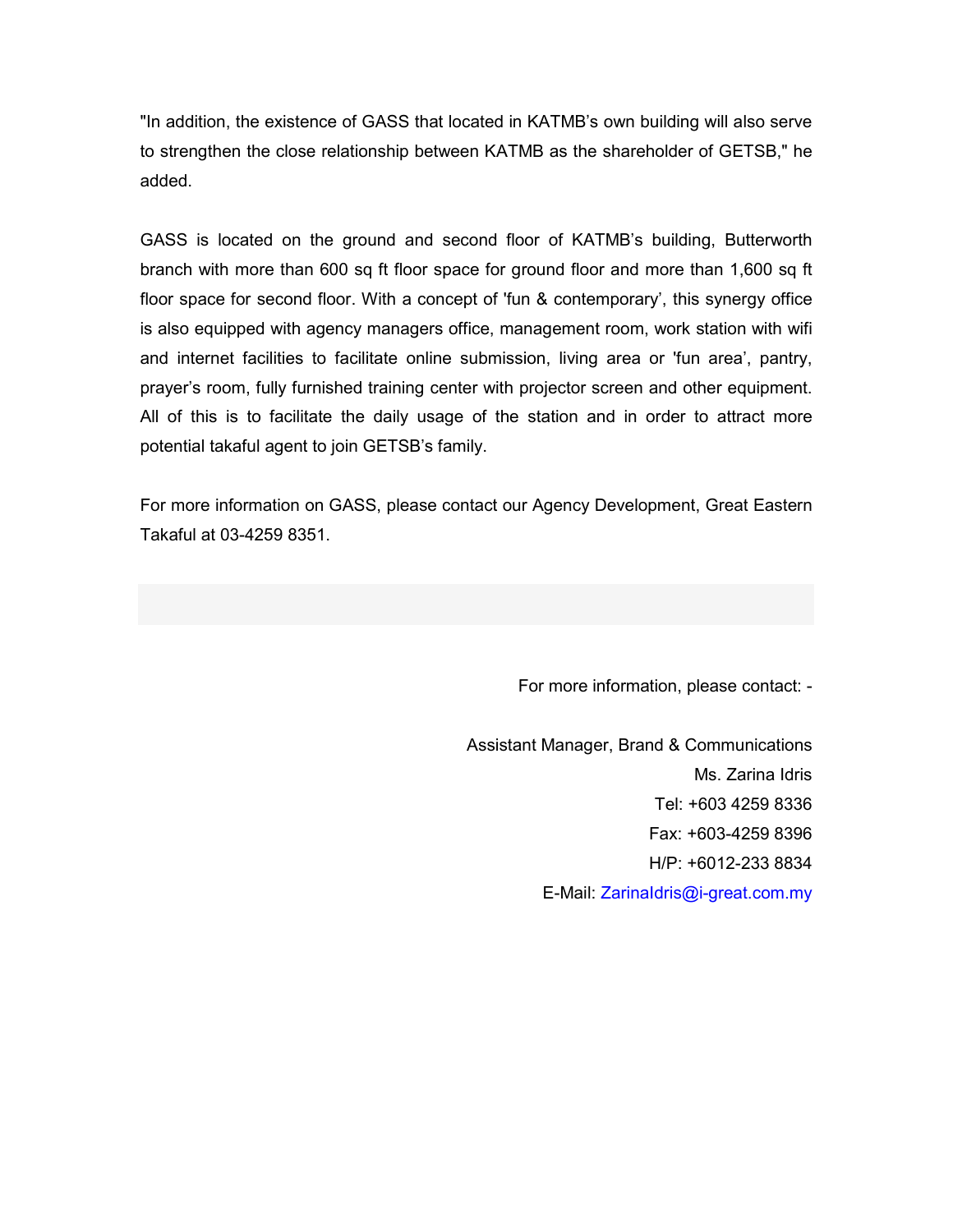"In addition, the existence of GASS that located in KATMB's own building will also serve to strengthen the close relationship between KATMB as the shareholder of GETSB," he added.

GASS is located on the ground and second floor of KATMB's building, Butterworth branch with more than 600 sq ft floor space for ground floor and more than 1,600 sq ft floor space for second floor. With a concept of 'fun & contemporary', this synergy office is also equipped with agency managers office, management room, work station with wifi and internet facilities to facilitate online submission, living area or 'fun area', pantry, prayer's room, fully furnished training center with projector screen and other equipment. All of this is to facilitate the daily usage of the station and in order to attract more potential takaful agent to join GETSB's family.

For more information on GASS, please contact our Agency Development, Great Eastern Takaful at 03-4259 8351.

For more information, please contact: -

Assistant Manager, Brand & Communications
Ms. Zarina Idris
Tel: +603 4259 8336
Fax: +603-4259 8396
H/P: +6012-233 8834
E-Mail: ZarinaIdris@i-great.com.my